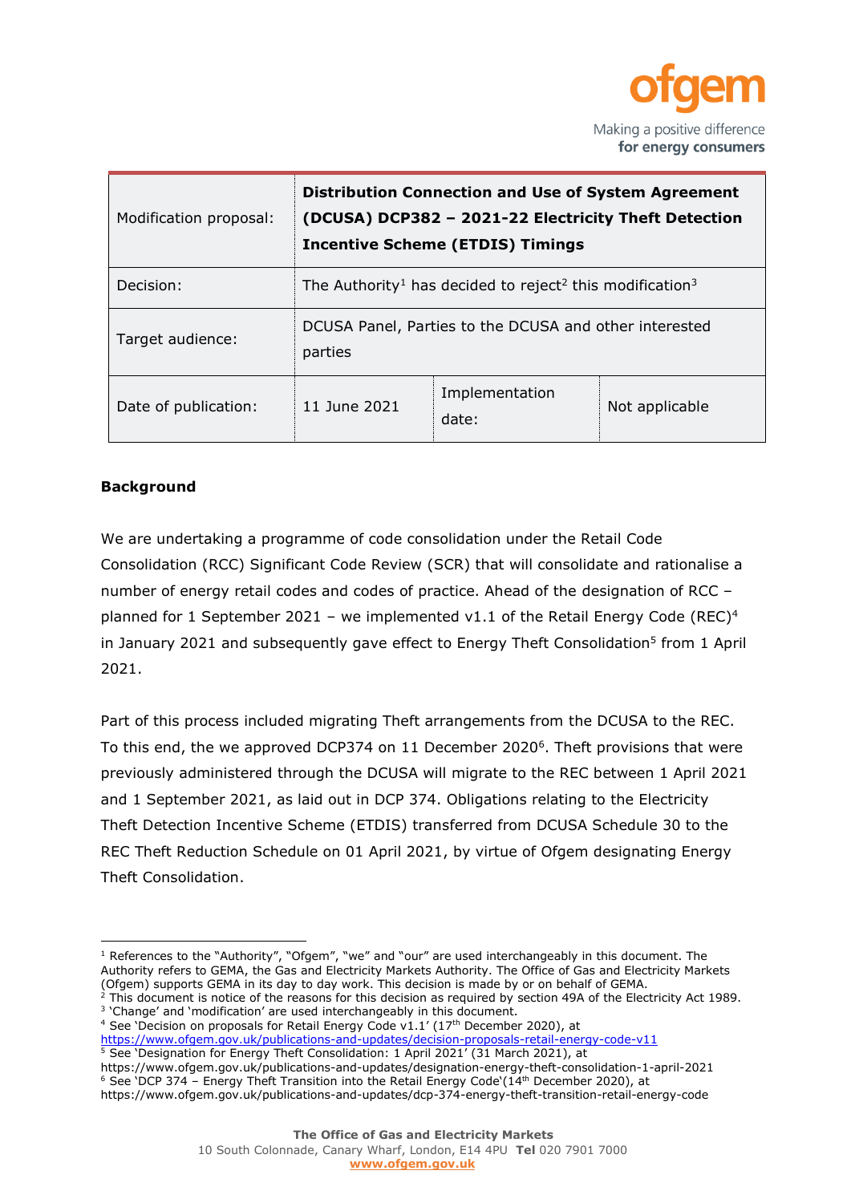| Modification proposal: | **Distribution Connection and Use of System Agreement (DCUSA) DCP382 – 2021-22 Electricity Theft Detection Incentive Scheme (ETDIS) Timings** | | |
|---|---|---|---|
| Decision: | The Authority[1] has decided to reject[2] this modification[3] | | |
| Target audience: | DCUSA Panel, Parties to the DCUSA and other interested parties | | |
| Date of publication: | 11 June 2021 | Implementation date: | Not applicable |

**Background**

We are undertaking a programme of code consolidation under the Retail Code Consolidation (RCC) Significant Code Review (SCR) that will consolidate and rationalise a number of energy retail codes and codes of practice. Ahead of the designation of RCC – planned for 1 September 2021 – we implemented v1.1 of the Retail Energy Code (REC)[4] in January 2021 and subsequently gave effect to Energy Theft Consolidation[5] from 1 April 2021.

Part of this process included migrating Theft arrangements from the DCUSA to the REC. To this end, the we approved DCP374 on 11 December 2020[6]. Theft provisions that were previously administered through the DCUSA will migrate to the REC between 1 April 2021 and 1 September 2021, as laid out in DCP 374. Obligations relating to the Electricity Theft Detection Incentive Scheme (ETDIS) transferred from DCUSA Schedule 30 to the REC Theft Reduction Schedule on 01 April 2021, by virtue of Ofgem designating Energy Theft Consolidation.

[1] References to the "Authority", "Ofgem", "we" and "our" are used interchangeably in this document. The Authority refers to GEMA, the Gas and Electricity Markets Authority. The Office of Gas and Electricity Markets (Ofgem) supports GEMA in its day to day work. This decision is made by or on behalf of GEMA.
[2] This document is notice of the reasons for this decision as required by section 49A of the Electricity Act 1989.
[3] 'Change' and 'modification' are used interchangeably in this document.
[4] See 'Decision on proposals for Retail Energy Code v1.1' (17th December 2020), at https://www.ofgem.gov.uk/publications-and-updates/decision-proposals-retail-energy-code-v11
[5] See 'Designation for Energy Theft Consolidation: 1 April 2021' (31 March 2021), at https://www.ofgem.gov.uk/publications-and-updates/designation-energy-theft-consolidation-1-april-2021
[6] See 'DCP 374 – Energy Theft Transition into the Retail Energy Code'(14th December 2020), at https://www.ofgem.gov.uk/publications-and-updates/dcp-374-energy-theft-transition-retail-energy-code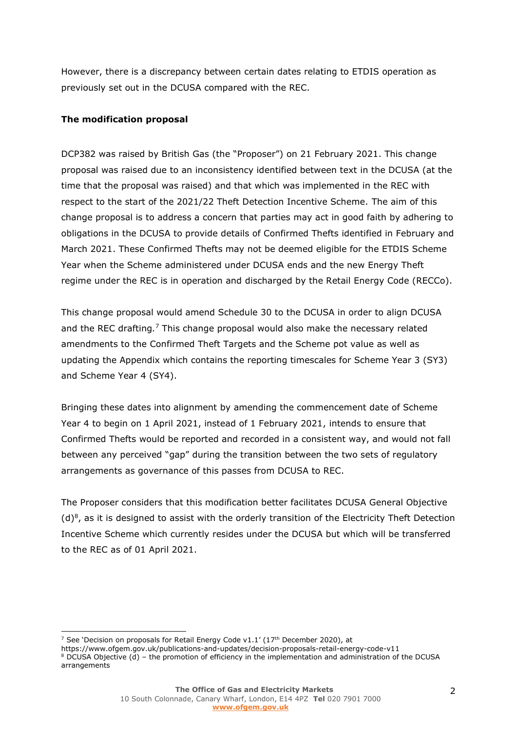However, there is a discrepancy between certain dates relating to ETDIS operation as previously set out in the DCUSA compared with the REC.

**The modification proposal**

DCP382 was raised by British Gas (the "Proposer") on 21 February 2021. This change proposal was raised due to an inconsistency identified between text in the DCUSA (at the time that the proposal was raised) and that which was implemented in the REC with respect to the start of the 2021/22 Theft Detection Incentive Scheme. The aim of this change proposal is to address a concern that parties may act in good faith by adhering to obligations in the DCUSA to provide details of Confirmed Thefts identified in February and March 2021. These Confirmed Thefts may not be deemed eligible for the ETDIS Scheme Year when the Scheme administered under DCUSA ends and the new Energy Theft regime under the REC is in operation and discharged by the Retail Energy Code (RECCo).

This change proposal would amend Schedule 30 to the DCUSA in order to align DCUSA and the REC drafting.[7] This change proposal would also make the necessary related amendments to the Confirmed Theft Targets and the Scheme pot value as well as updating the Appendix which contains the reporting timescales for Scheme Year 3 (SY3) and Scheme Year 4 (SY4).

Bringing these dates into alignment by amending the commencement date of Scheme Year 4 to begin on 1 April 2021, instead of 1 February 2021, intends to ensure that Confirmed Thefts would be reported and recorded in a consistent way, and would not fall between any perceived "gap" during the transition between the two sets of regulatory arrangements as governance of this passes from DCUSA to REC.

The Proposer considers that this modification better facilitates DCUSA General Objective (d)[8], as it is designed to assist with the orderly transition of the Electricity Theft Detection Incentive Scheme which currently resides under the DCUSA but which will be transferred to the REC as of 01 April 2021.

---

[7] See 'Decision on proposals for Retail Energy Code v1.1' (17th December 2020), at https://www.ofgem.gov.uk/publications-and-updates/decision-proposals-retail-energy-code-v11

[8] DCUSA Objective (d) – the promotion of efficiency in the implementation and administration of the DCUSA arrangements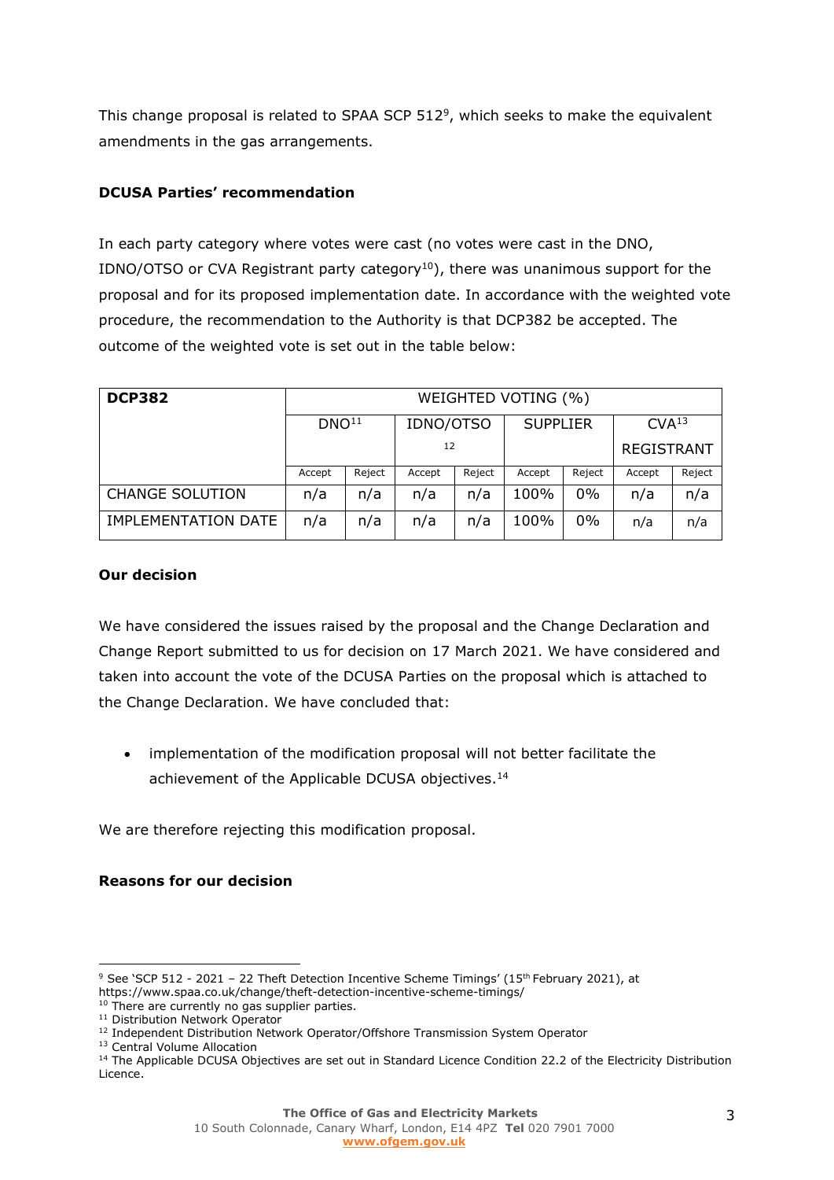This change proposal is related to SPAA SCP 512[9], which seeks to make the equivalent amendments in the gas arrangements.

**DCUSA Parties' recommendation**

In each party category where votes were cast (no votes were cast in the DNO, IDNO/OTSO or CVA Registrant party category[10]), there was unanimous support for the proposal and for its proposed implementation date. In accordance with the weighted vote procedure, the recommendation to the Authority is that DCP382 be accepted. The outcome of the weighted vote is set out in the table below:

| DCP382 | WEIGHTED VOTING (%) | | | | | | | |
|---|---|---|---|---|---|---|---|---|
| | DNO[11] | | IDNO/OTSO[12] | | SUPPLIER | | CVA[13] REGISTRANT | |
| | Accept | Reject | Accept | Reject | Accept | Reject | Accept | Reject |
| CHANGE SOLUTION | n/a | n/a | n/a | n/a | 100% | 0% | n/a | n/a |
| IMPLEMENTATION DATE | n/a | n/a | n/a | n/a | 100% | 0% | n/a | n/a |

**Our decision**

We have considered the issues raised by the proposal and the Change Declaration and Change Report submitted to us for decision on 17 March 2021. We have considered and taken into account the vote of the DCUSA Parties on the proposal which is attached to the Change Declaration. We have concluded that:

- implementation of the modification proposal will not better facilitate the achievement of the Applicable DCUSA objectives.[14]

We are therefore rejecting this modification proposal.

**Reasons for our decision**

[9] See 'SCP 512 - 2021 – 22 Theft Detection Incentive Scheme Timings' (15th February 2021), at https://www.spaa.co.uk/change/theft-detection-incentive-scheme-timings/

[10] There are currently no gas supplier parties.

[11] Distribution Network Operator

[12] Independent Distribution Network Operator/Offshore Transmission System Operator

[13] Central Volume Allocation

[14] The Applicable DCUSA Objectives are set out in Standard Licence Condition 22.2 of the Electricity Distribution Licence.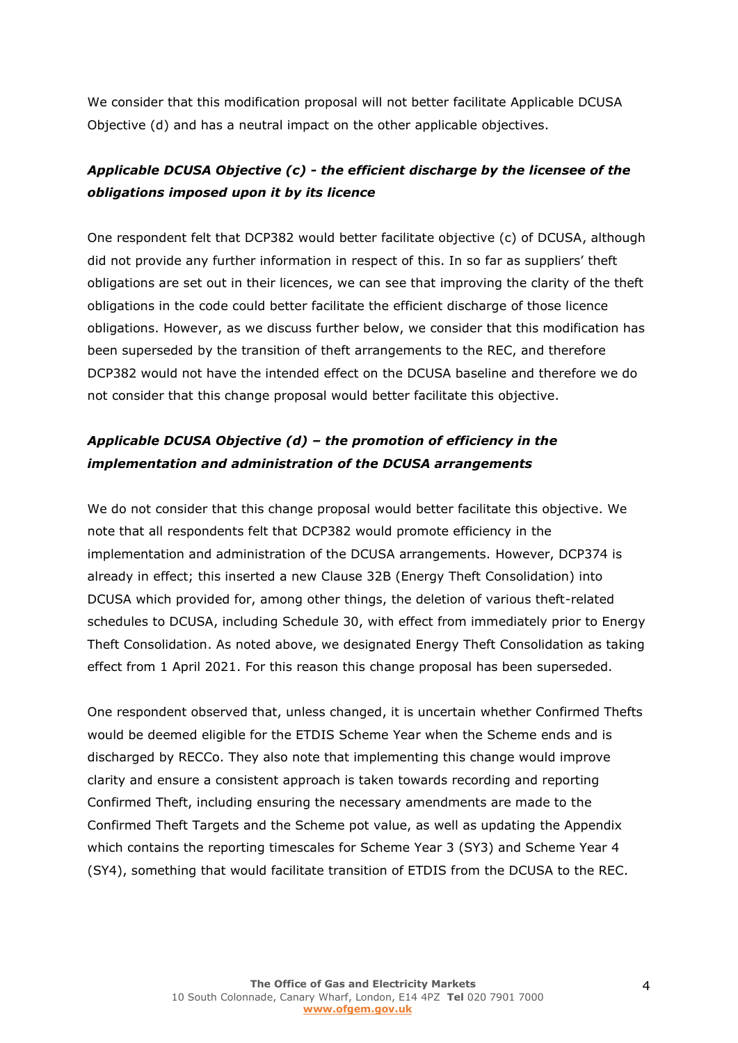We consider that this modification proposal will not better facilitate Applicable DCUSA Objective (d) and has a neutral impact on the other applicable objectives.

### *Applicable DCUSA Objective (c) - the efficient discharge by the licensee of the obligations imposed upon it by its licence*

One respondent felt that DCP382 would better facilitate objective (c) of DCUSA, although did not provide any further information in respect of this. In so far as suppliers' theft obligations are set out in their licences, we can see that improving the clarity of the theft obligations in the code could better facilitate the efficient discharge of those licence obligations. However, as we discuss further below, we consider that this modification has been superseded by the transition of theft arrangements to the REC, and therefore DCP382 would not have the intended effect on the DCUSA baseline and therefore we do not consider that this change proposal would better facilitate this objective.

### *Applicable DCUSA Objective (d) – the promotion of efficiency in the implementation and administration of the DCUSA arrangements*

We do not consider that this change proposal would better facilitate this objective. We note that all respondents felt that DCP382 would promote efficiency in the implementation and administration of the DCUSA arrangements. However, DCP374 is already in effect; this inserted a new Clause 32B (Energy Theft Consolidation) into DCUSA which provided for, among other things, the deletion of various theft-related schedules to DCUSA, including Schedule 30, with effect from immediately prior to Energy Theft Consolidation. As noted above, we designated Energy Theft Consolidation as taking effect from 1 April 2021. For this reason this change proposal has been superseded.

One respondent observed that, unless changed, it is uncertain whether Confirmed Thefts would be deemed eligible for the ETDIS Scheme Year when the Scheme ends and is discharged by RECCo. They also note that implementing this change would improve clarity and ensure a consistent approach is taken towards recording and reporting Confirmed Theft, including ensuring the necessary amendments are made to the Confirmed Theft Targets and the Scheme pot value, as well as updating the Appendix which contains the reporting timescales for Scheme Year 3 (SY3) and Scheme Year 4 (SY4), something that would facilitate transition of ETDIS from the DCUSA to the REC.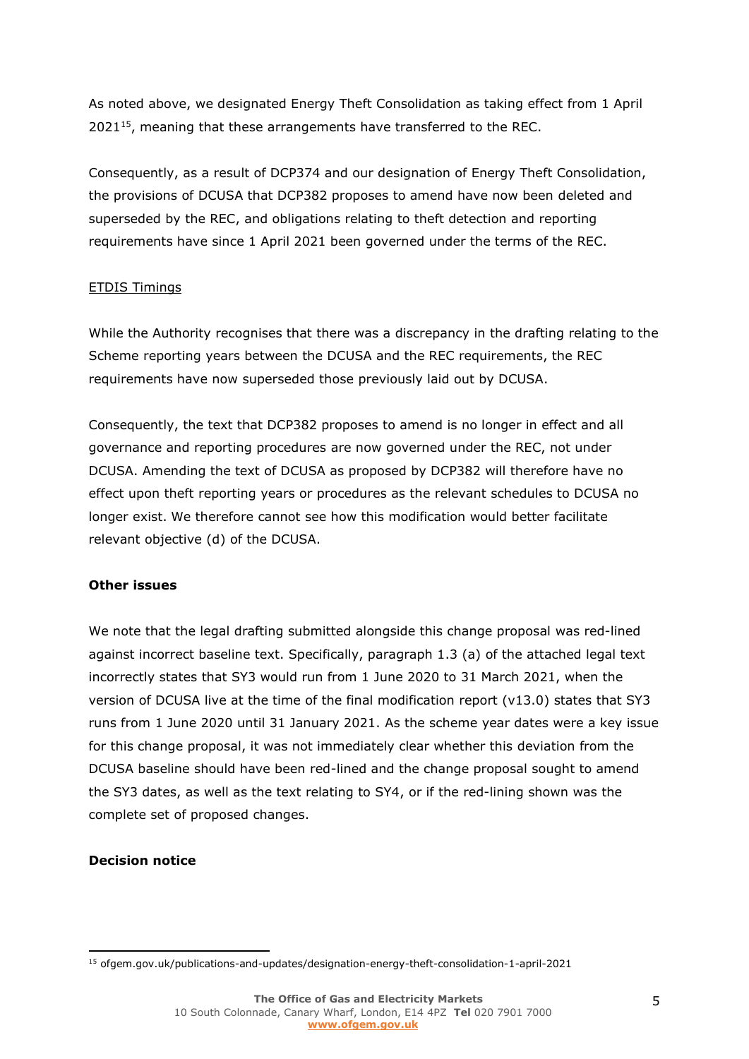As noted above, we designated Energy Theft Consolidation as taking effect from 1 April 2021[15], meaning that these arrangements have transferred to the REC.

Consequently, as a result of DCP374 and our designation of Energy Theft Consolidation, the provisions of DCUSA that DCP382 proposes to amend have now been deleted and superseded by the REC, and obligations relating to theft detection and reporting requirements have since 1 April 2021 been governed under the terms of the REC.

<u>ETDIS Timings</u>

While the Authority recognises that there was a discrepancy in the drafting relating to the Scheme reporting years between the DCUSA and the REC requirements, the REC requirements have now superseded those previously laid out by DCUSA.

Consequently, the text that DCP382 proposes to amend is no longer in effect and all governance and reporting procedures are now governed under the REC, not under DCUSA. Amending the text of DCUSA as proposed by DCP382 will therefore have no effect upon theft reporting years or procedures as the relevant schedules to DCUSA no longer exist. We therefore cannot see how this modification would better facilitate relevant objective (d) of the DCUSA.

**Other issues**

We note that the legal drafting submitted alongside this change proposal was red-lined against incorrect baseline text. Specifically, paragraph 1.3 (a) of the attached legal text incorrectly states that SY3 would run from 1 June 2020 to 31 March 2021, when the version of DCUSA live at the time of the final modification report (v13.0) states that SY3 runs from 1 June 2020 until 31 January 2021. As the scheme year dates were a key issue for this change proposal, it was not immediately clear whether this deviation from the DCUSA baseline should have been red-lined and the change proposal sought to amend the SY3 dates, as well as the text relating to SY4, or if the red-lining shown was the complete set of proposed changes.

**Decision notice**

---

[15] ofgem.gov.uk/publications-and-updates/designation-energy-theft-consolidation-1-april-2021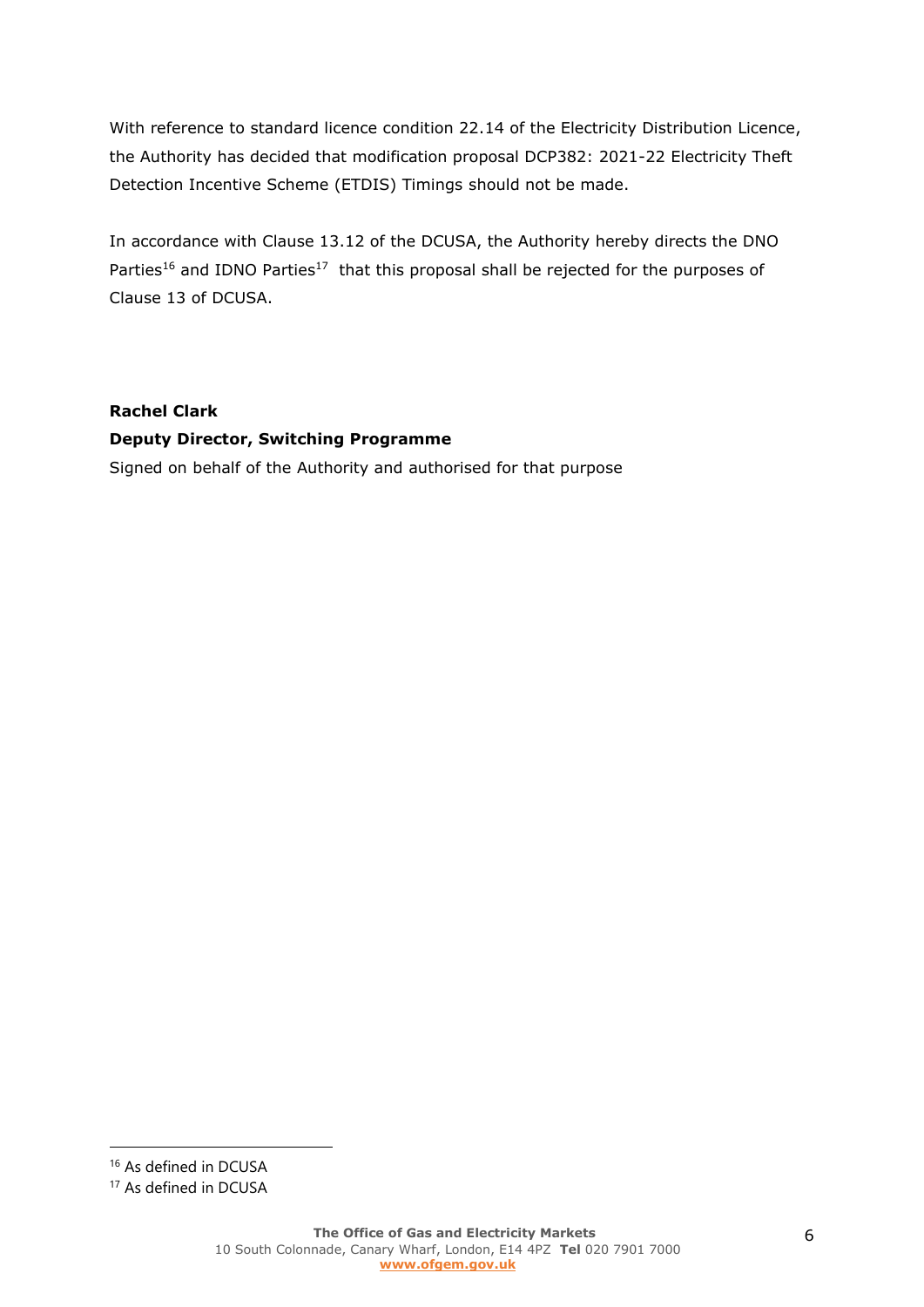With reference to standard licence condition 22.14 of the Electricity Distribution Licence, the Authority has decided that modification proposal DCP382: 2021-22 Electricity Theft Detection Incentive Scheme (ETDIS) Timings should not be made.

In accordance with Clause 13.12 of the DCUSA, the Authority hereby directs the DNO Parties[16] and IDNO Parties[17] that this proposal shall be rejected for the purposes of Clause 13 of DCUSA.

**Rachel Clark**
**Deputy Director, Switching Programme**
Signed on behalf of the Authority and authorised for that purpose

[16] As defined in DCUSA
[17] As defined in DCUSA